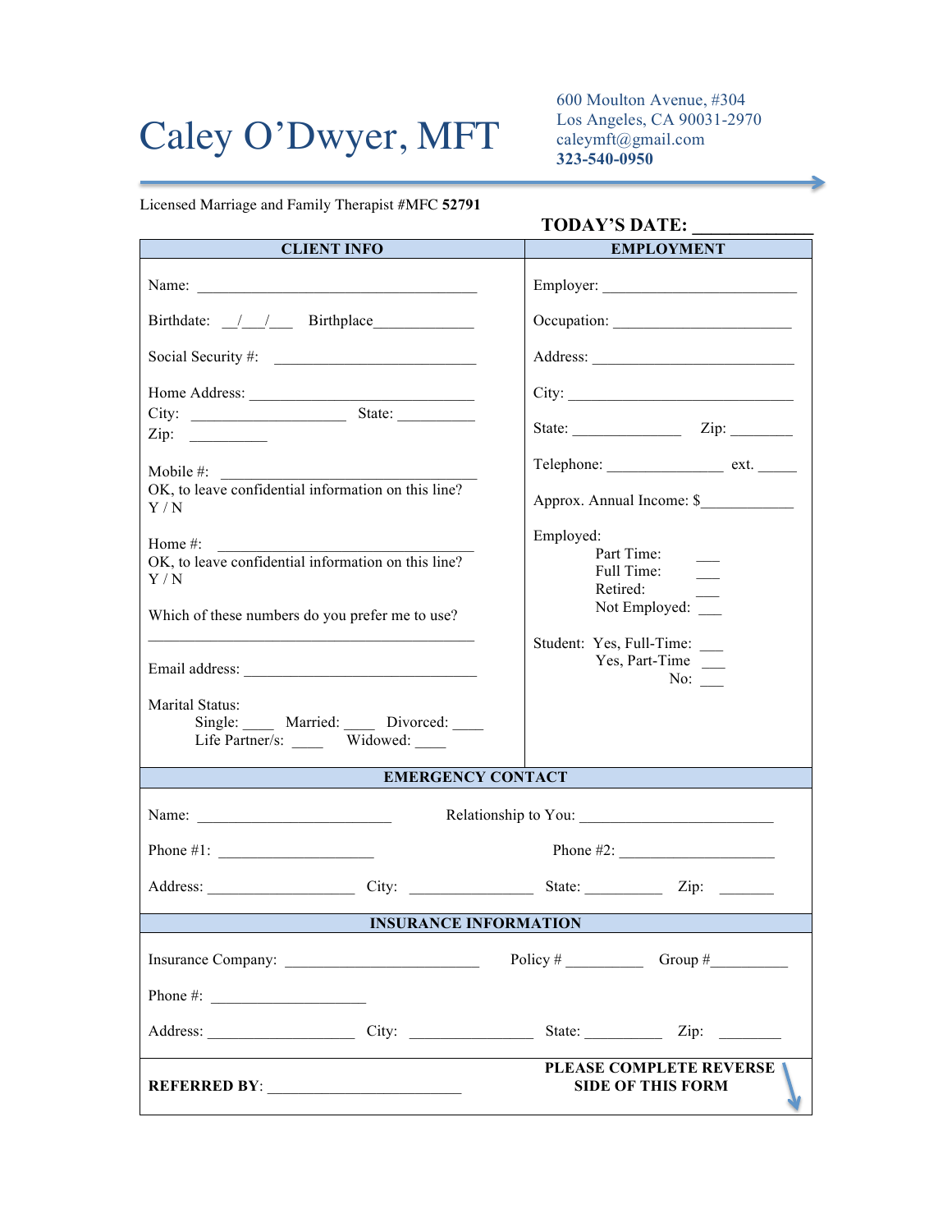# Caley O'Dwyer, MFT

600 Moulton Avenue, #304
Los Angeles, CA 90031-2970
caleymft@gmail.com
**323-540-0950**

Licensed Marriage and Family Therapist #MFC **52791**

**TODAY'S DATE: ____________**

## CLIENT INFO

Name: ________________________________

Birthdate: __/__/__ Birthplace____________

Social Security #: ______________________

Home Address: _________________________
City: ________________ State: _________
Zip: _________

Mobile #: ______________________________
OK, to leave confidential information on this line?
Y / N

Home #: _______________________________
OK, to leave confidential information on this line?
Y / N

Which of these numbers do you prefer me to use?
_____________________________________

Email address: _________________________

Marital Status:
Single: ____ Married: ____ Divorced: ____
Life Partner/s: ____ Widowed: ____

## EMPLOYMENT

Employer: ______________________

Occupation: ____________________

Address: _______________________

City: __________________________

State: ____________ Zip: ________

Telephone: _____________ ext. _____

Approx. Annual Income: $__________

Employed:
Part Time: ___
Full Time: ___
Retired: ___
Not Employed: ___

Student: Yes, Full-Time: ___
Yes, Part-Time ___
No: ___

## EMERGENCY CONTACT

Name: ______________________ Relationship to You: ______________________

Phone #1: __________________ Phone #2: __________________

Address: ________________ City: ______________ State: _________ Zip: ______

## INSURANCE INFORMATION

Insurance Company: ______________________ Policy # _________ Group #_________

Phone #: __________________

Address: ________________ City: ______________ State: _________ Zip: _______

**REFERRED BY**: ______________________

**PLEASE COMPLETE REVERSE SIDE OF THIS FORM**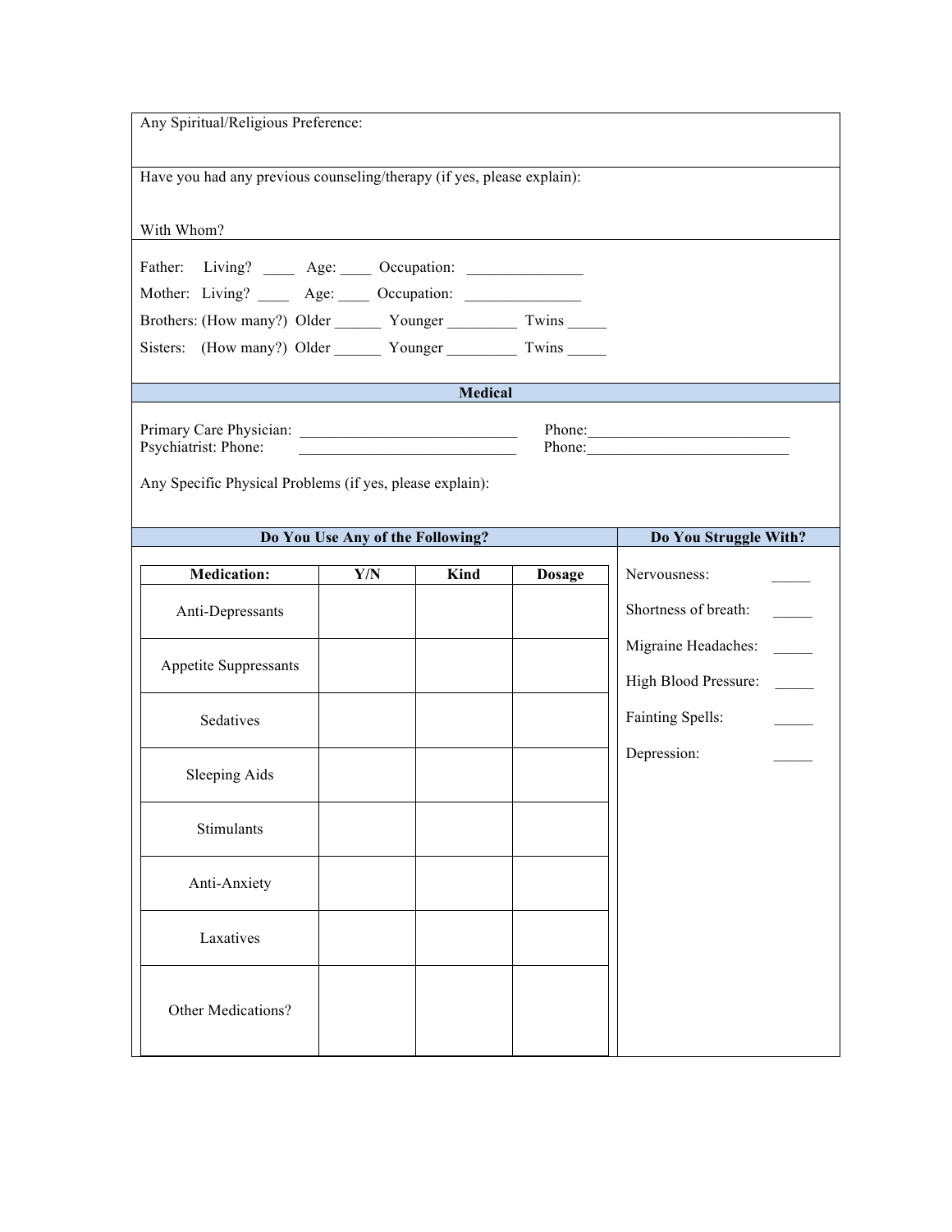Any Spiritual/Religious Preference:

Have you had any previous counseling/therapy (if yes, please explain):

With Whom?

Father: Living? ____ Age: ____ Occupation: _______________

Mother: Living? ____ Age: ____ Occupation: _______________

Brothers: (How many?) Older ______ Younger _________ Twins _____

Sisters: (How many?) Older ______ Younger _________ Twins _____

## Medical

Primary Care Physician: ____________________________ Phone:___________________________

Psychiatrist: Phone: ____________________________ Phone:___________________________

Any Specific Physical Problems (if yes, please explain):

### Do You Use Any of the Following?

| Medication: | Y/N | Kind | Dosage |
|---|---|---|---|
| Anti-Depressants | | | |
| Appetite Suppressants | | | |
| Sedatives | | | |
| Sleeping Aids | | | |
| Stimulants | | | |
| Anti-Anxiety | | | |
| Laxatives | | | |
| Other Medications? | | | |

### Do You Struggle With?

Nervousness: _____

Shortness of breath: _____

Migraine Headaches: _____

High Blood Pressure: _____

Fainting Spells: _____

Depression: _____